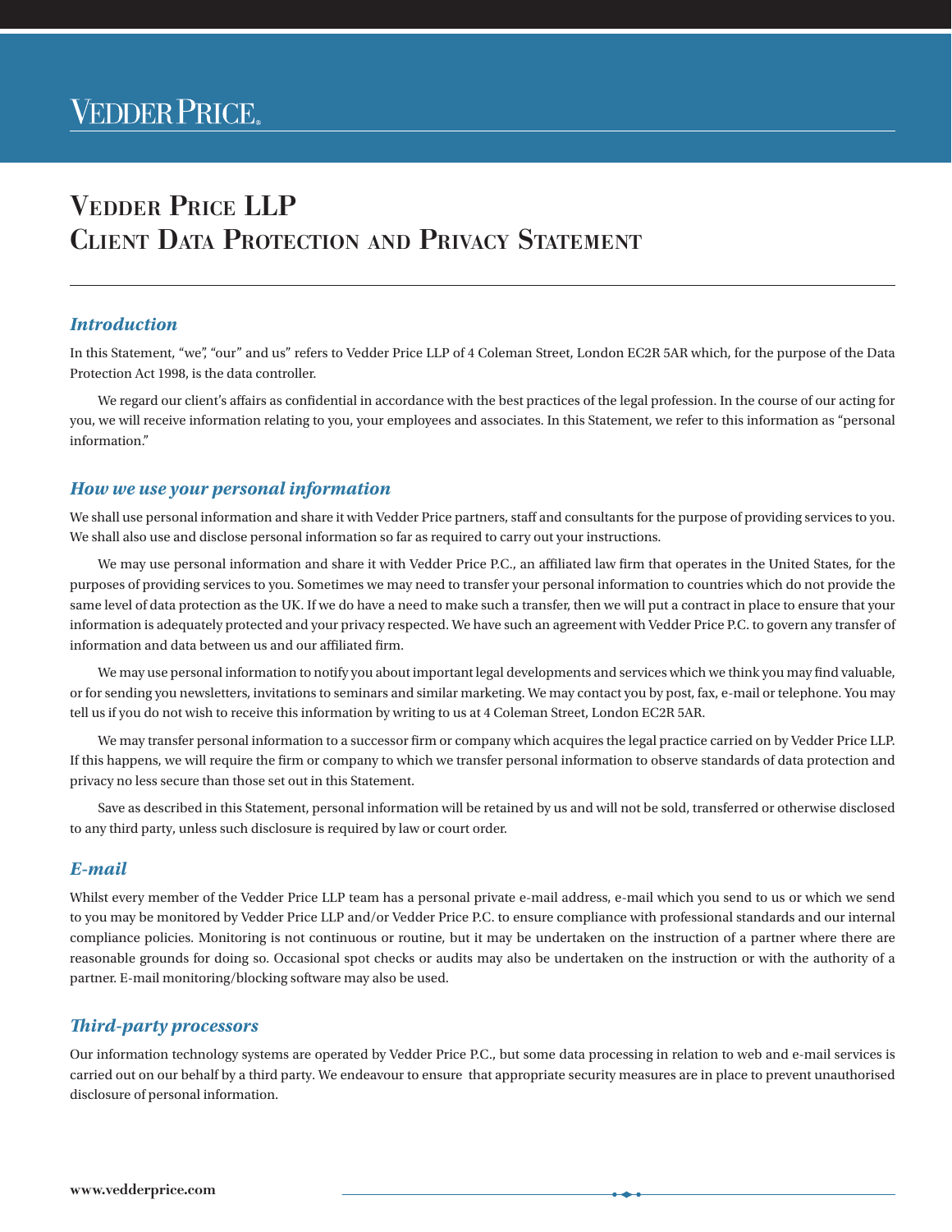# Vedder Price LLP
# Client Data Protection and Privacy Statement

## *Introduction*

In this Statement, "we", "our" and us" refers to Vedder Price LLP of 4 Coleman Street, London EC2R 5AR which, for the purpose of the Data Protection Act 1998, is the data controller.

We regard our client's affairs as confidential in accordance with the best practices of the legal profession. In the course of our acting for you, we will receive information relating to you, your employees and associates. In this Statement, we refer to this information as "personal information."

## *How we use your personal information*

We shall use personal information and share it with Vedder Price partners, staff and consultants for the purpose of providing services to you. We shall also use and disclose personal information so far as required to carry out your instructions.

We may use personal information and share it with Vedder Price P.C., an affiliated law firm that operates in the United States, for the purposes of providing services to you. Sometimes we may need to transfer your personal information to countries which do not provide the same level of data protection as the UK. If we do have a need to make such a transfer, then we will put a contract in place to ensure that your information is adequately protected and your privacy respected. We have such an agreement with Vedder Price P.C. to govern any transfer of information and data between us and our affiliated firm.

We may use personal information to notify you about important legal developments and services which we think you may find valuable, or for sending you newsletters, invitations to seminars and similar marketing. We may contact you by post, fax, e-mail or telephone. You may tell us if you do not wish to receive this information by writing to us at 4 Coleman Street, London EC2R 5AR.

We may transfer personal information to a successor firm or company which acquires the legal practice carried on by Vedder Price LLP. If this happens, we will require the firm or company to which we transfer personal information to observe standards of data protection and privacy no less secure than those set out in this Statement.

Save as described in this Statement, personal information will be retained by us and will not be sold, transferred or otherwise disclosed to any third party, unless such disclosure is required by law or court order.

## *E-mail*

Whilst every member of the Vedder Price LLP team has a personal private e-mail address, e-mail which you send to us or which we send to you may be monitored by Vedder Price LLP and/or Vedder Price P.C. to ensure compliance with professional standards and our internal compliance policies. Monitoring is not continuous or routine, but it may be undertaken on the instruction of a partner where there are reasonable grounds for doing so. Occasional spot checks or audits may also be undertaken on the instruction or with the authority of a partner. E-mail monitoring/blocking software may also be used.

## *Third-party processors*

Our information technology systems are operated by Vedder Price P.C., but some data processing in relation to web and e-mail services is carried out on our behalf by a third party. We endeavour to ensure that appropriate security measures are in place to prevent unauthorised disclosure of personal information.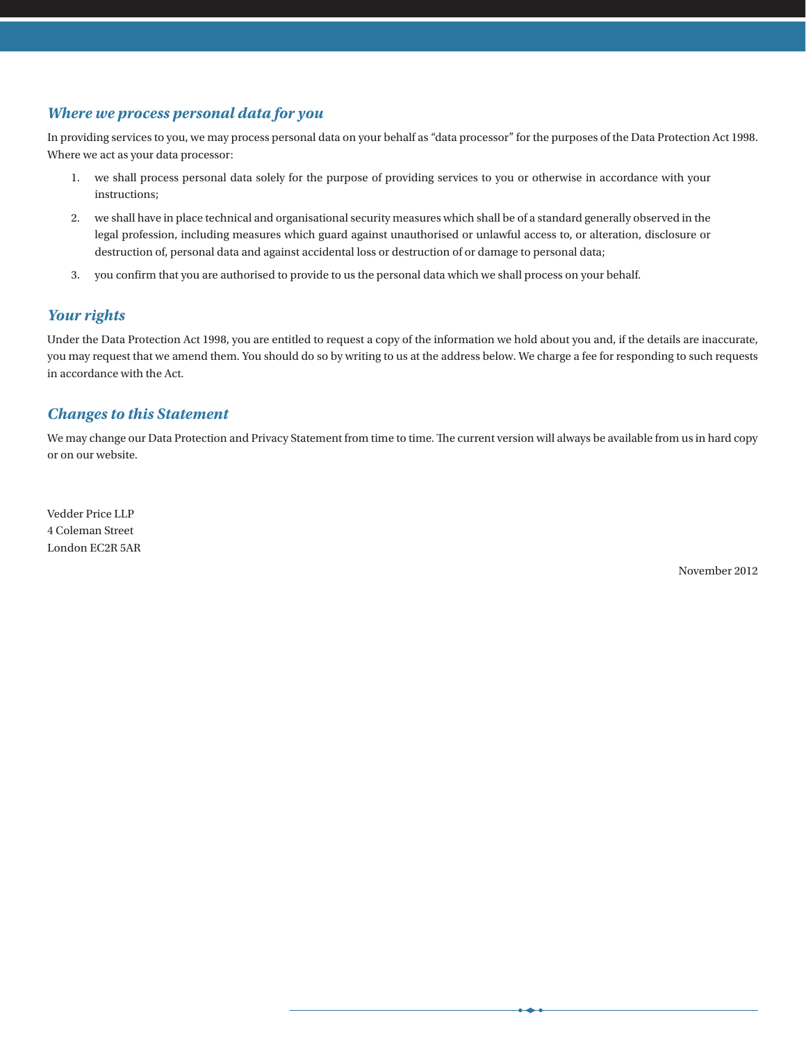## *Where we process personal data for you*

In providing services to you, we may process personal data on your behalf as "data processor" for the purposes of the Data Protection Act 1998. Where we act as your data processor:

1. we shall process personal data solely for the purpose of providing services to you or otherwise in accordance with your instructions;
2. we shall have in place technical and organisational security measures which shall be of a standard generally observed in the legal profession, including measures which guard against unauthorised or unlawful access to, or alteration, disclosure or destruction of, personal data and against accidental loss or destruction of or damage to personal data;
3. you confirm that you are authorised to provide to us the personal data which we shall process on your behalf.

## *Your rights*

Under the Data Protection Act 1998, you are entitled to request a copy of the information we hold about you and, if the details are inaccurate, you may request that we amend them. You should do so by writing to us at the address below. We charge a fee for responding to such requests in accordance with the Act.

## *Changes to this Statement*

We may change our Data Protection and Privacy Statement from time to time. The current version will always be available from us in hard copy or on our website.

Vedder Price LLP
4 Coleman Street
London EC2R 5AR

November 2012